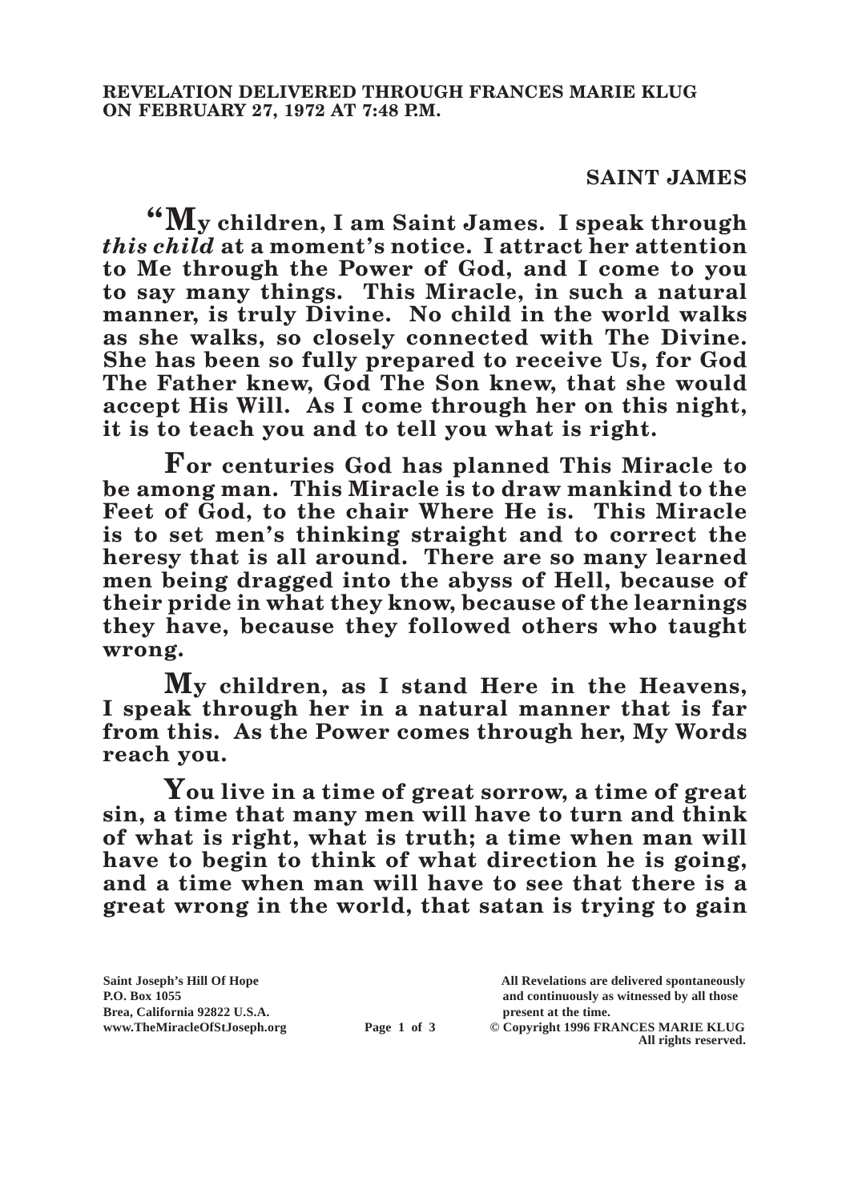**REVELATION DELIVERED THROUGH FRANCES MARIE KLUG ON FEBRUARY 27, 1972 AT 7:48 P.M.**

## SAINT JAMES

**"My children, I am Saint James. I speak through *this child* at a moment's notice. I attract her attention to Me through the Power of God, and I come to you to say many things. This Miracle, in such a natural manner, is truly Divine. No child in the world walks as she walks, so closely connected with The Divine. She has been so fully prepared to receive Us, for God The Father knew, God The Son knew, that she would accept His Will. As I come through her on this night, it is to teach you and to tell you what is right.**

**For centuries God has planned This Miracle to be among man. This Miracle is to draw mankind to the Feet of God, to the chair Where He is. This Miracle is to set men's thinking straight and to correct the heresy that is all around. There are so many learned men being dragged into the abyss of Hell, because of their pride in what they know, because of the learnings they have, because they followed others who taught wrong.**

**My children, as I stand Here in the Heavens, I speak through her in a natural manner that is far from this. As the Power comes through her, My Words reach you.**

**You live in a time of great sorrow, a time of great sin, a time that many men will have to turn and think of what is right, what is truth; a time when man will have to begin to think of what direction he is going, and a time when man will have to see that there is a great wrong in the world, that satan is trying to gain**

Saint Joseph's Hill Of Hope
P.O. Box 1055
Brea, California 92822 U.S.A.
www.TheMiracleOfStJoseph.org

All Revelations are delivered spontaneously and continuously as witnessed by all those present at the time.
© Copyright 1996 FRANCES MARIE KLUG
All rights reserved.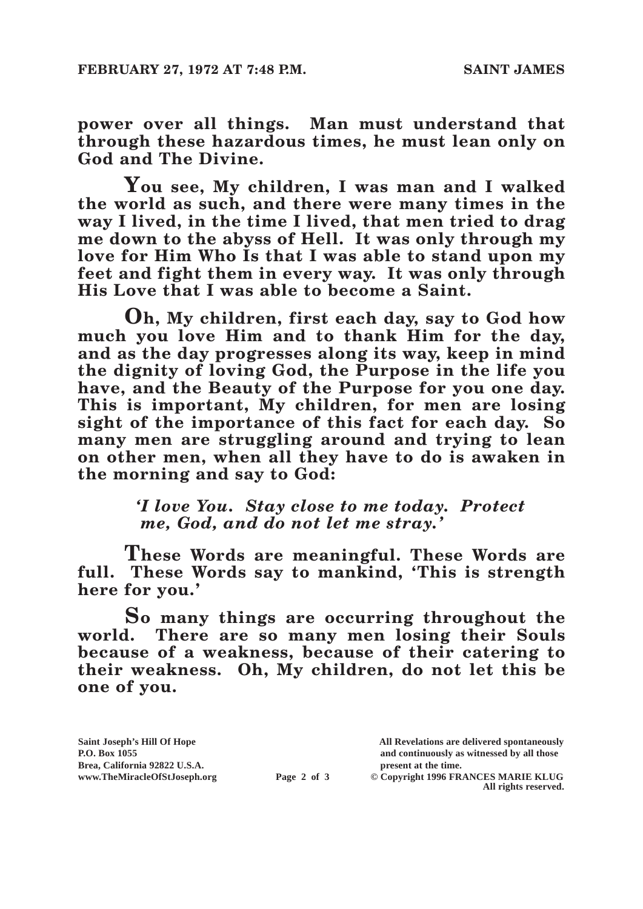**power over all things. Man must understand that through these hazardous times, he must lean only on God and The Divine.**

**You see, My children, I was man and I walked the world as such, and there were many times in the way I lived, in the time I lived, that men tried to drag me down to the abyss of Hell. It was only through my love for Him Who Is that I was able to stand upon my feet and fight them in every way. It was only through His Love that I was able to become a Saint.**

**Oh, My children, first each day, say to God how much you love Him and to thank Him for the day, and as the day progresses along its way, keep in mind the dignity of loving God, the Purpose in the life you have, and the Beauty of the Purpose for you one day. This is important, My children, for men are losing sight of the importance of this fact for each day. So many men are struggling around and trying to lean on other men, when all they have to do is awaken in the morning and say to God:**

> ***'I love You. Stay close to me today. Protect me, God, and do not let me stray.'***

**These Words are meaningful. These Words are full. These Words say to mankind, 'This is strength here for you.'**

**So many things are occurring throughout the world. There are so many men losing their Souls because of a weakness, because of their catering to their weakness. Oh, My children, do not let this be one of you.**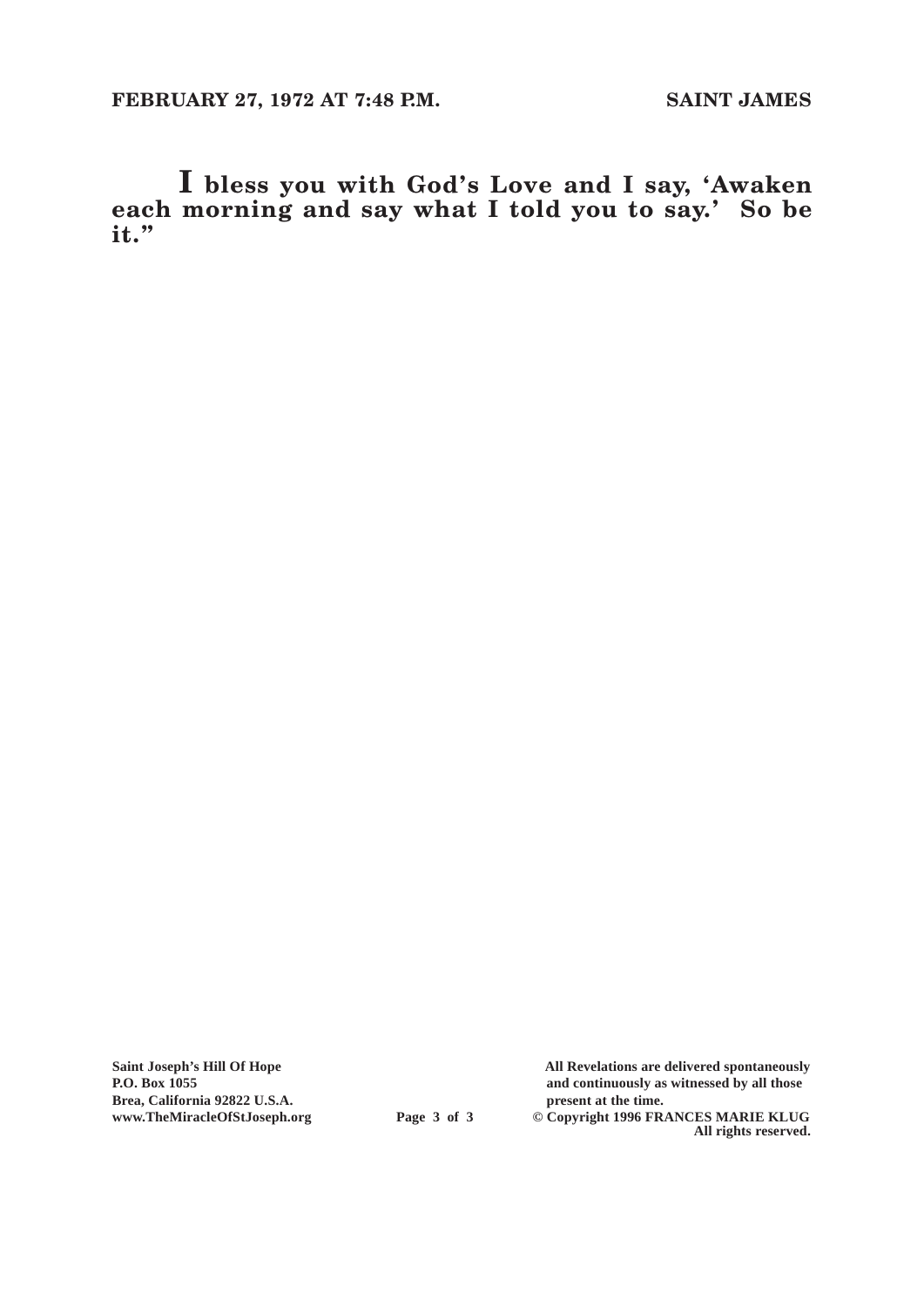**I bless you with God's Love and I say, 'Awaken each morning and say what I told you to say.' So be it."**